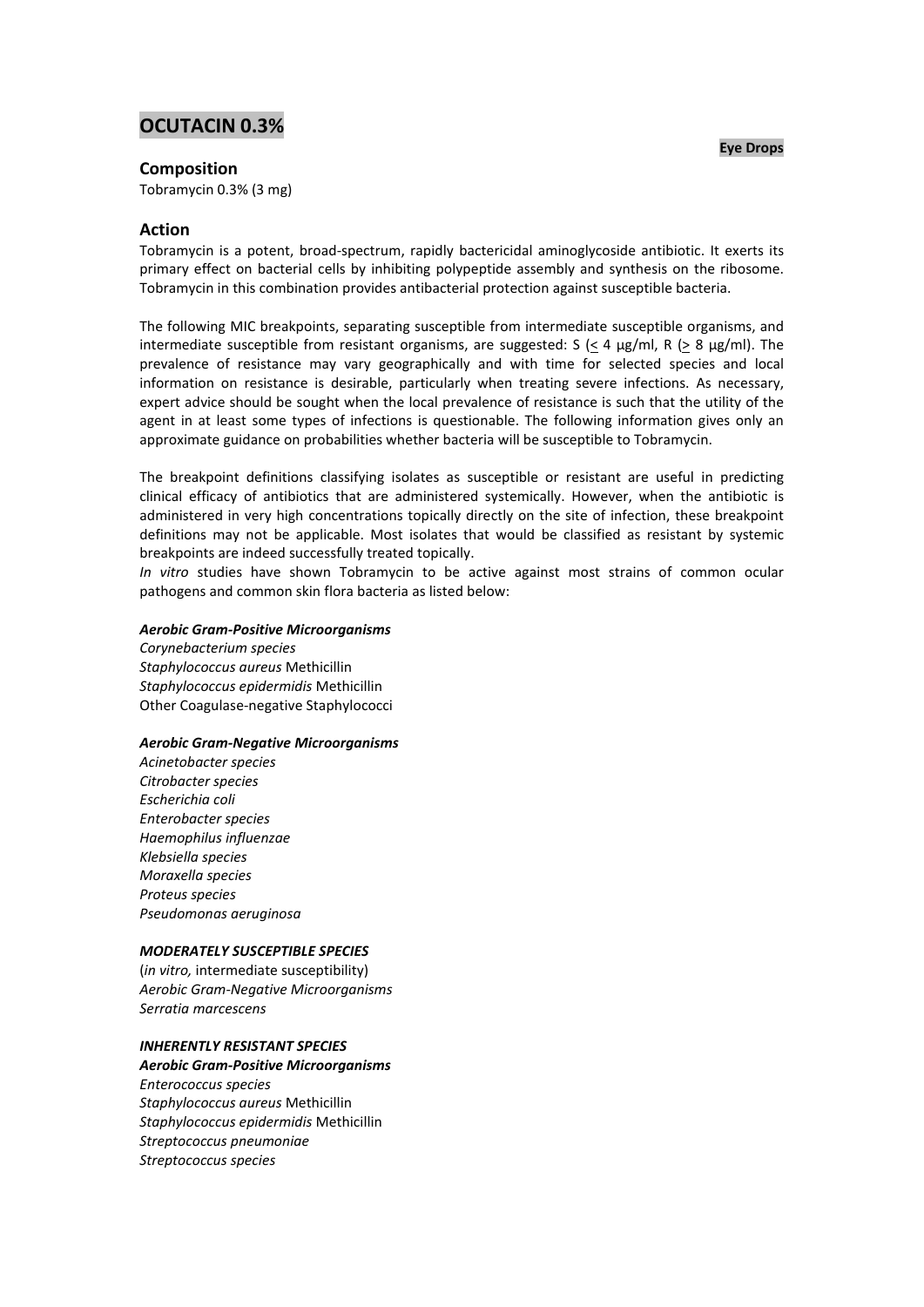# OCUTACIN 0.3%

**Eye Drops**

## Composition

Tobramycin 0.3% (3 mg)

## Action

Tobramycin is a potent, broad-spectrum, rapidly bactericidal aminoglycoside antibiotic. It exerts its primary effect on bacterial cells by inhibiting polypeptide assembly and synthesis on the ribosome. Tobramycin in this combination provides antibacterial protection against susceptible bacteria.

The following MIC breakpoints, separating susceptible from intermediate susceptible organisms, and intermediate susceptible from resistant organisms, are suggested: S ($\leq$ 4 µg/ml, R ($\geq$ 8 µg/ml). The prevalence of resistance may vary geographically and with time for selected species and local information on resistance is desirable, particularly when treating severe infections. As necessary, expert advice should be sought when the local prevalence of resistance is such that the utility of the agent in at least some types of infections is questionable. The following information gives only an approximate guidance on probabilities whether bacteria will be susceptible to Tobramycin.

The breakpoint definitions classifying isolates as susceptible or resistant are useful in predicting clinical efficacy of antibiotics that are administered systemically. However, when the antibiotic is administered in very high concentrations topically directly on the site of infection, these breakpoint definitions may not be applicable. Most isolates that would be classified as resistant by systemic breakpoints are indeed successfully treated topically.
*In vitro* studies have shown Tobramycin to be active against most strains of common ocular pathogens and common skin flora bacteria as listed below:

***Aerobic Gram-Positive Microorganisms***
*Corynebacterium species*
*Staphylococcus aureus* Methicillin
*Staphylococcus epidermidis* Methicillin
Other Coagulase-negative Staphylococci

***Aerobic Gram-Negative Microorganisms***
*Acinetobacter species*
*Citrobacter species*
*Escherichia coli*
*Enterobacter species*
*Haemophilus influenzae*
*Klebsiella species*
*Moraxella species*
*Proteus species*
*Pseudomonas aeruginosa*

***MODERATELY SUSCEPTIBLE SPECIES***
(*in vitro,* intermediate susceptibility)
*Aerobic Gram-Negative Microorganisms*
*Serratia marcescens*

***INHERENTLY RESISTANT SPECIES***
***Aerobic Gram-Positive Microorganisms***
*Enterococcus species*
*Staphylococcus aureus* Methicillin
*Staphylococcus epidermidis* Methicillin
*Streptococcus pneumoniae*
*Streptococcus species*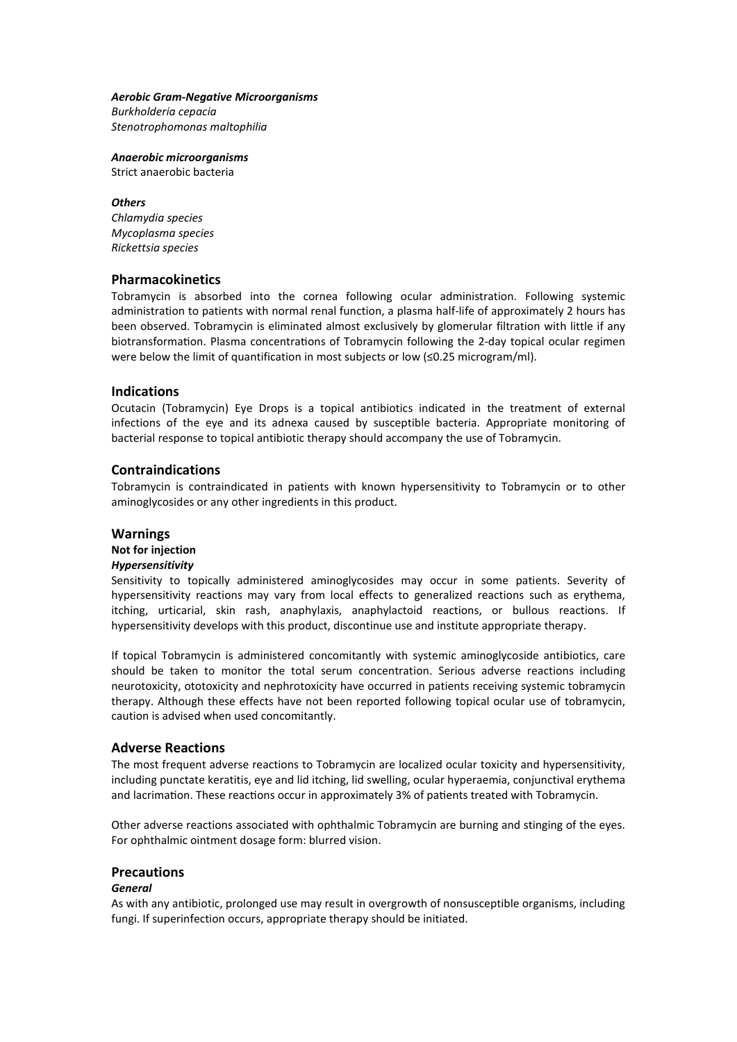***Aerobic Gram-Negative Microorganisms***
*Burkholderia cepacia*
*Stenotrophomonas maltophilia*

***Anaerobic microorganisms***
Strict anaerobic bacteria

***Others***
*Chlamydia species*
*Mycoplasma species*
*Rickettsia species*

## Pharmacokinetics

Tobramycin is absorbed into the cornea following ocular administration. Following systemic administration to patients with normal renal function, a plasma half-life of approximately 2 hours has been observed. Tobramycin is eliminated almost exclusively by glomerular filtration with little if any biotransformation. Plasma concentrations of Tobramycin following the 2-day topical ocular regimen were below the limit of quantification in most subjects or low (≤0.25 microgram/ml).

## Indications

Ocutacin (Tobramycin) Eye Drops is a topical antibiotics indicated in the treatment of external infections of the eye and its adnexa caused by susceptible bacteria. Appropriate monitoring of bacterial response to topical antibiotic therapy should accompany the use of Tobramycin.

## Contraindications

Tobramycin is contraindicated in patients with known hypersensitivity to Tobramycin or to other aminoglycosides or any other ingredients in this product.

## Warnings

**Not for injection**

***Hypersensitivity***

Sensitivity to topically administered aminoglycosides may occur in some patients. Severity of hypersensitivity reactions may vary from local effects to generalized reactions such as erythema, itching, urticarial, skin rash, anaphylaxis, anaphylactoid reactions, or bullous reactions. If hypersensitivity develops with this product, discontinue use and institute appropriate therapy.

If topical Tobramycin is administered concomitantly with systemic aminoglycoside antibiotics, care should be taken to monitor the total serum concentration. Serious adverse reactions including neurotoxicity, ototoxicity and nephrotoxicity have occurred in patients receiving systemic tobramycin therapy. Although these effects have not been reported following topical ocular use of tobramycin, caution is advised when used concomitantly.

## Adverse Reactions

The most frequent adverse reactions to Tobramycin are localized ocular toxicity and hypersensitivity, including punctate keratitis, eye and lid itching, lid swelling, ocular hyperaemia, conjunctival erythema and lacrimation. These reactions occur in approximately 3% of patients treated with Tobramycin.

Other adverse reactions associated with ophthalmic Tobramycin are burning and stinging of the eyes. For ophthalmic ointment dosage form: blurred vision.

## Precautions

***General***

As with any antibiotic, prolonged use may result in overgrowth of nonsusceptible organisms, including fungi. If superinfection occurs, appropriate therapy should be initiated.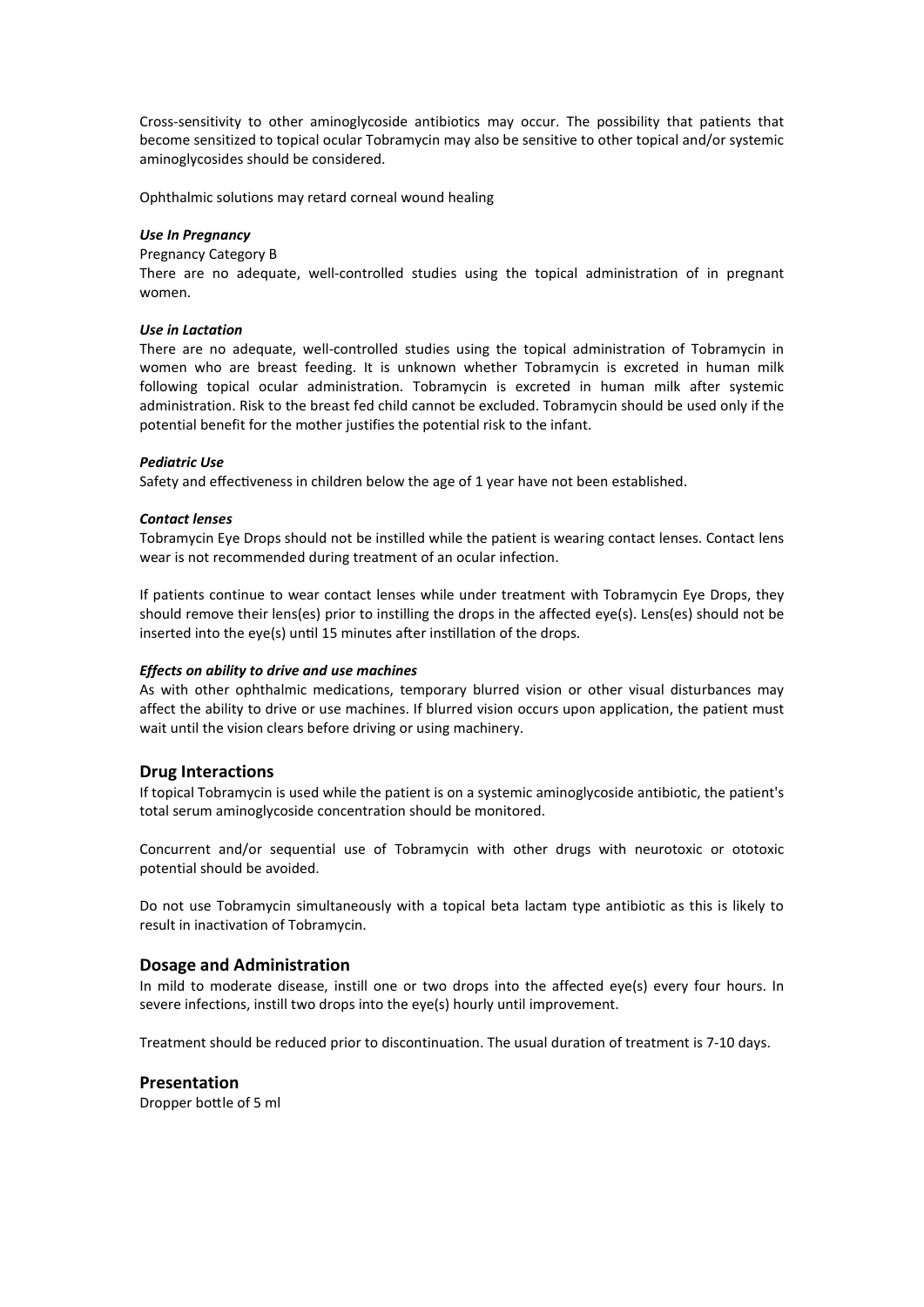Cross-sensitivity to other aminoglycoside antibiotics may occur. The possibility that patients that become sensitized to topical ocular Tobramycin may also be sensitive to other topical and/or systemic aminoglycosides should be considered.

Ophthalmic solutions may retard corneal wound healing

***Use In Pregnancy***

Pregnancy Category B

There are no adequate, well-controlled studies using the topical administration of in pregnant women.

***Use in Lactation***

There are no adequate, well-controlled studies using the topical administration of Tobramycin in women who are breast feeding. It is unknown whether Tobramycin is excreted in human milk following topical ocular administration. Tobramycin is excreted in human milk after systemic administration. Risk to the breast fed child cannot be excluded. Tobramycin should be used only if the potential benefit for the mother justifies the potential risk to the infant.

***Pediatric Use***

Safety and effectiveness in children below the age of 1 year have not been established.

***Contact lenses***

Tobramycin Eye Drops should not be instilled while the patient is wearing contact lenses. Contact lens wear is not recommended during treatment of an ocular infection.

If patients continue to wear contact lenses while under treatment with Tobramycin Eye Drops, they should remove their lens(es) prior to instilling the drops in the affected eye(s). Lens(es) should not be inserted into the eye(s) until 15 minutes after instillation of the drops.

***Effects on ability to drive and use machines***

As with other ophthalmic medications, temporary blurred vision or other visual disturbances may affect the ability to drive or use machines. If blurred vision occurs upon application, the patient must wait until the vision clears before driving or using machinery.

## Drug Interactions

If topical Tobramycin is used while the patient is on a systemic aminoglycoside antibiotic, the patient's total serum aminoglycoside concentration should be monitored.

Concurrent and/or sequential use of Tobramycin with other drugs with neurotoxic or ototoxic potential should be avoided.

Do not use Tobramycin simultaneously with a topical beta lactam type antibiotic as this is likely to result in inactivation of Tobramycin.

## Dosage and Administration

In mild to moderate disease, instill one or two drops into the affected eye(s) every four hours. In severe infections, instill two drops into the eye(s) hourly until improvement.

Treatment should be reduced prior to discontinuation. The usual duration of treatment is 7-10 days.

## Presentation

Dropper bottle of 5 ml